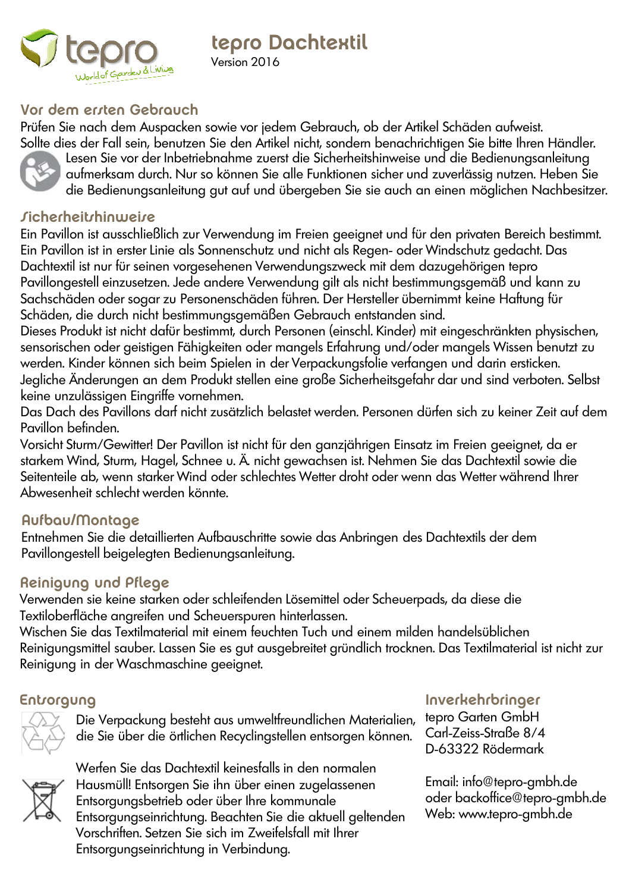# tepro Dachtextil

Version 2016

## Vor dem ersten Gebrauch

Prüfen Sie nach dem Auspacken sowie vor jedem Gebrauch, ob der Artikel Schäden aufweist. Sollte dies der Fall sein, benutzen Sie den Artikel nicht, sondern benachrichtigen Sie bitte Ihren Händler.

Lesen Sie vor der Inbetriebnahme zuerst die Sicherheitshinweise und die Bedienungsanleitung aufmerksam durch. Nur so können Sie alle Funktionen sicher und zuverlässig nutzen. Heben Sie die Bedienungsanleitung gut auf und übergeben Sie sie auch an einen möglichen Nachbesitzer.

## Sicherheitshinweise

Ein Pavillon ist ausschließlich zur Verwendung im Freien geeignet und für den privaten Bereich bestimmt. Ein Pavillon ist in erster Linie als Sonnenschutz und nicht als Regen- oder Windschutz gedacht. Das Dachtextil ist nur für seinen vorgesehenen Verwendungszweck mit dem dazugehörigen tepro Pavillongestell einzusetzen. Jede andere Verwendung gilt als nicht bestimmungsgemäß und kann zu Sachschäden oder sogar zu Personenschäden führen. Der Hersteller übernimmt keine Haftung für Schäden, die durch nicht bestimmungsgemäßen Gebrauch entstanden sind.

Dieses Produkt ist nicht dafür bestimmt, durch Personen (einschl. Kinder) mit eingeschränkten physischen, sensorischen oder geistigen Fähigkeiten oder mangels Erfahrung und/oder mangels Wissen benutzt zu werden. Kinder können sich beim Spielen in der Verpackungsfolie verfangen und darin ersticken.

Jegliche Änderungen an dem Produkt stellen eine große Sicherheitsgefahr dar und sind verboten. Selbst keine unzulässigen Eingriffe vornehmen.

Das Dach des Pavillons darf nicht zusätzlich belastet werden. Personen dürfen sich zu keiner Zeit auf dem Pavillon befinden.

Vorsicht Sturm/Gewitter! Der Pavillon ist nicht für den ganzjährigen Einsatz im Freien geeignet, da er starkem Wind, Sturm, Hagel, Schnee u. Ä. nicht gewachsen ist. Nehmen Sie das Dachtextil sowie die Seitenteile ab, wenn starker Wind oder schlechtes Wetter droht oder wenn das Wetter während Ihrer Abwesenheit schlecht werden könnte.

## Aufbau/Montage

Entnehmen Sie die detaillierten Aufbauschritte sowie das Anbringen des Dachtextils der dem Pavillongestell beigelegten Bedienungsanleitung.

## Reinigung und Pflege

Verwenden sie keine starken oder schleifenden Lösemittel oder Scheuerpads, da diese die Textiloberfläche angreifen und Scheuerspuren hinterlassen.

Wischen Sie das Textilmaterial mit einem feuchten Tuch und einem milden handelsüblichen Reinigungsmittel sauber. Lassen Sie es gut ausgebreitet gründlich trocknen. Das Textilmaterial ist nicht zur Reinigung in der Waschmaschine geeignet.

## Entsorgung

Die Verpackung besteht aus umweltfreundlichen Materialien, die Sie über die örtlichen Recyclingstellen entsorgen können.

Werfen Sie das Dachtextil keinesfalls in den normalen Hausmüll! Entsorgen Sie ihn über einen zugelassenen Entsorgungsbetrieb oder über Ihre kommunale Entsorgungseinrichtung. Beachten Sie die aktuell geltenden Vorschriften. Setzen Sie sich im Zweifelsfall mit Ihrer Entsorgungseinrichtung in Verbindung.

## Inverkehrbringer

tepro Garten GmbH
Carl-Zeiss-Straße 8/4
D-63322 Rödermark

Email: info@tepro-gmbh.de
oder backoffice@tepro-gmbh.de
Web: www.tepro-gmbh.de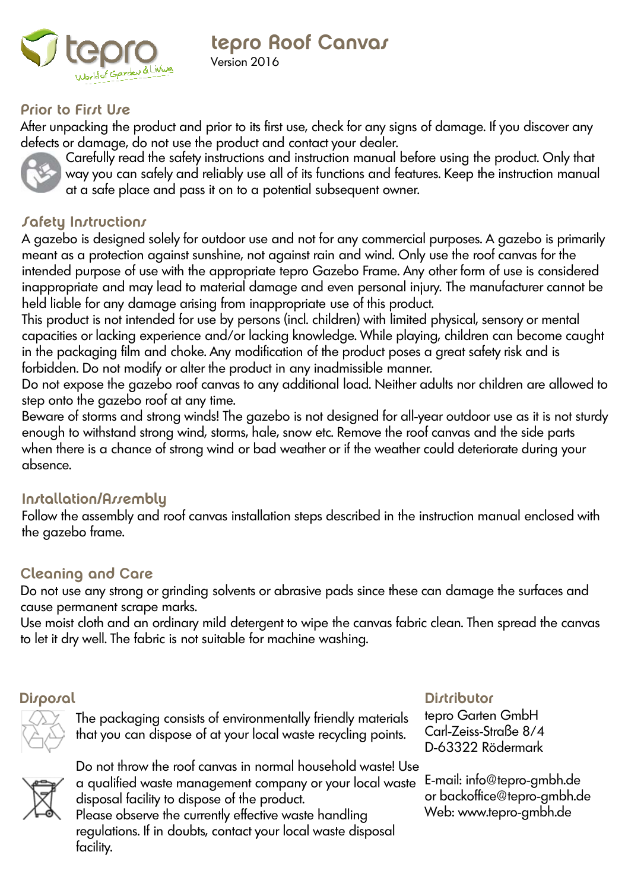tepro World of Garden & Living

# tepro Roof Canvas

Version 2016

## Prior to First Use

After unpacking the product and prior to its first use, check for any signs of damage. If you discover any defects or damage, do not use the product and contact your dealer.

Carefully read the safety instructions and instruction manual before using the product. Only that way you can safely and reliably use all of its functions and features. Keep the instruction manual at a safe place and pass it on to a potential subsequent owner.

## Safety Instructions

A gazebo is designed solely for outdoor use and not for any commercial purposes. A gazebo is primarily meant as a protection against sunshine, not against rain and wind. Only use the roof canvas for the intended purpose of use with the appropriate tepro Gazebo Frame. Any other form of use is considered inappropriate and may lead to material damage and even personal injury. The manufacturer cannot be held liable for any damage arising from inappropriate use of this product.

This product is not intended for use by persons (incl. children) with limited physical, sensory or mental capacities or lacking experience and/or lacking knowledge. While playing, children can become caught in the packaging film and choke. Any modification of the product poses a great safety risk and is forbidden. Do not modify or alter the product in any inadmissible manner.

Do not expose the gazebo roof canvas to any additional load. Neither adults nor children are allowed to step onto the gazebo roof at any time.

Beware of storms and strong winds! The gazebo is not designed for all-year outdoor use as it is not sturdy enough to withstand strong wind, storms, hale, snow etc. Remove the roof canvas and the side parts when there is a chance of strong wind or bad weather or if the weather could deteriorate during your absence.

## Installation/Assembly

Follow the assembly and roof canvas installation steps described in the instruction manual enclosed with the gazebo frame.

## Cleaning and Care

Do not use any strong or grinding solvents or abrasive pads since these can damage the surfaces and cause permanent scrape marks.

Use moist cloth and an ordinary mild detergent to wipe the canvas fabric clean. Then spread the canvas to let it dry well. The fabric is not suitable for machine washing.

## Disposal

The packaging consists of environmentally friendly materials that you can dispose of at your local waste recycling points.

Do not throw the roof canvas in normal household waste! Use a qualified waste management company or your local waste disposal facility to dispose of the product.

Please observe the currently effective waste handling regulations. If in doubts, contact your local waste disposal facility.

## Distributor

tepro Garten GmbH
Carl-Zeiss-Straße 8/4
D-63322 Rödermark

E-mail: info@tepro-gmbh.de
or backoffice@tepro-gmbh.de
Web: www.tepro-gmbh.de